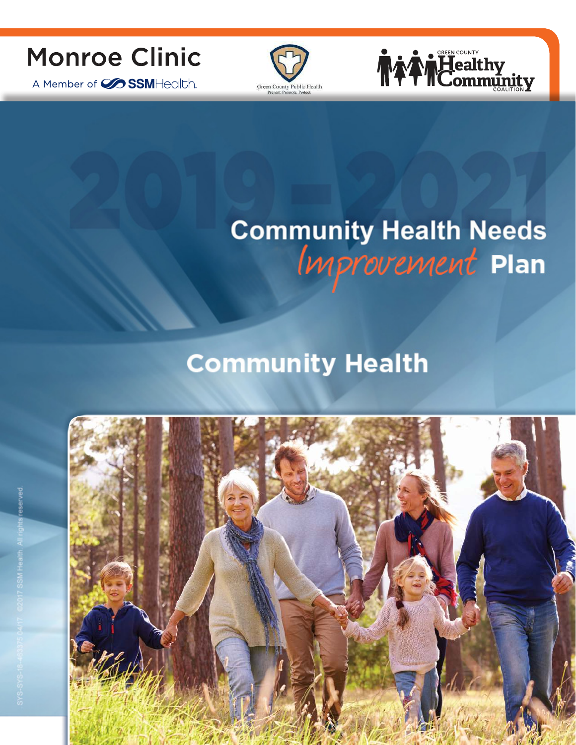Monroe Clinic

A Member of SSMHealth.

Green County Public Health
Prevent. Promote. Protect.

Green County Healthy Community Coalition

2019-2021

# Community Health Needs *Improvement* Plan

## Community Health

SYS-SYS-18-463375 04/17 ©2017 SSM Health. All rights reserved.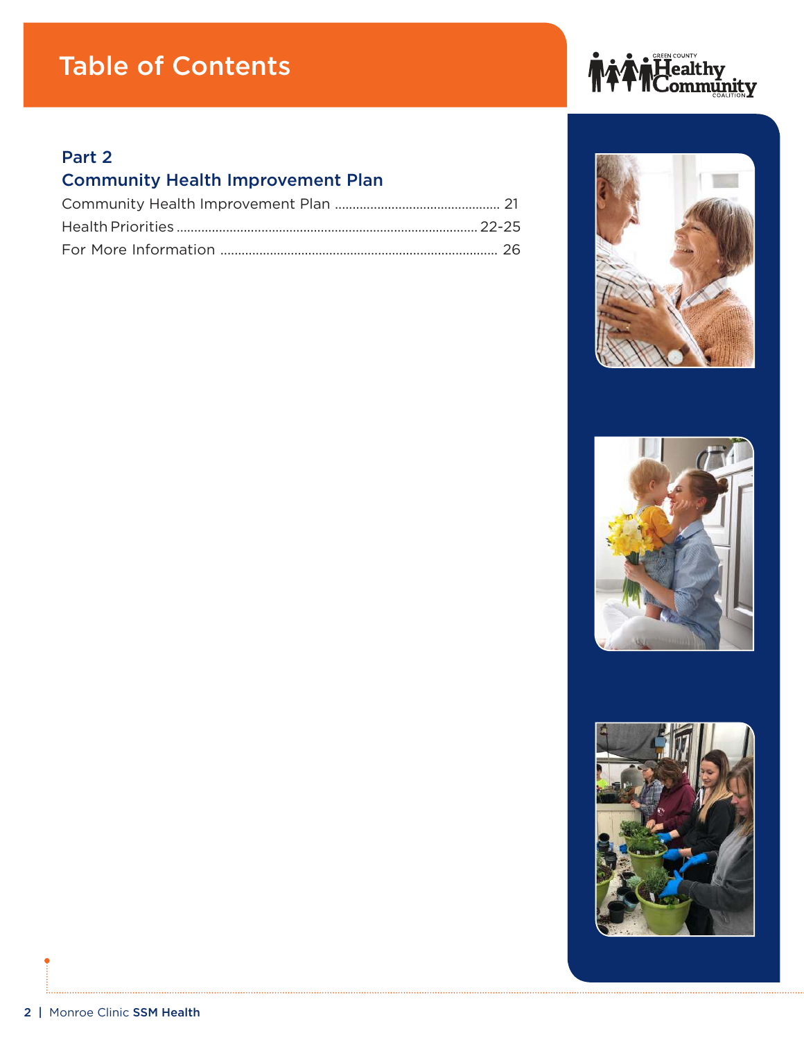# Table of Contents

## Part 2
## Community Health Improvement Plan

Community Health Improvement Plan .............................................. 21

Health Priorities ...................................................................................... 22-25

For More Information ............................................................................ 26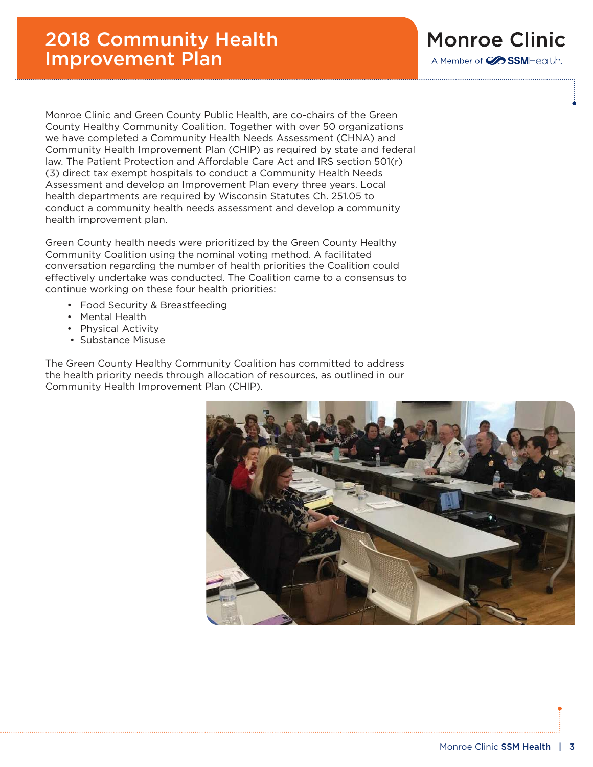# 2018 Community Health Improvement Plan

Monroe Clinic
A Member of SSM Health

Monroe Clinic and Green County Public Health, are co-chairs of the Green County Healthy Community Coalition. Together with over 50 organizations we have completed a Community Health Needs Assessment (CHNA) and Community Health Improvement Plan (CHIP) as required by state and federal law. The Patient Protection and Affordable Care Act and IRS section 501(r)(3) direct tax exempt hospitals to conduct a Community Health Needs Assessment and develop an Improvement Plan every three years. Local health departments are required by Wisconsin Statutes Ch. 251.05 to conduct a community health needs assessment and develop a community health improvement plan.

Green County health needs were prioritized by the Green County Healthy Community Coalition using the nominal voting method. A facilitated conversation regarding the number of health priorities the Coalition could effectively undertake was conducted. The Coalition came to a consensus to continue working on these four health priorities:

- Food Security & Breastfeeding
- Mental Health
- Physical Activity
- Substance Misuse

The Green County Healthy Community Coalition has committed to address the health priority needs through allocation of resources, as outlined in our Community Health Improvement Plan (CHIP).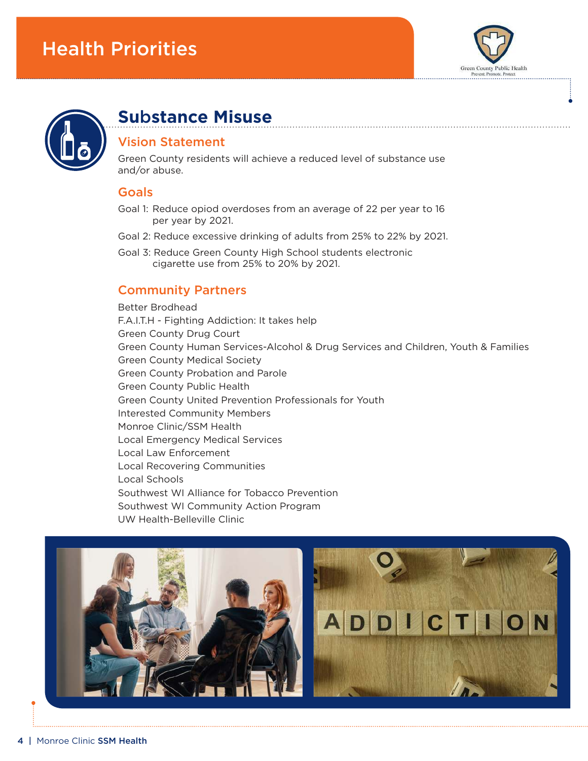# Health Priorities

## Substance Misuse

### Vision Statement

Green County residents will achieve a reduced level of substance use and/or abuse.

### Goals

Goal 1: Reduce opiod overdoses from an average of 22 per year to 16 per year by 2021.

Goal 2: Reduce excessive drinking of adults from 25% to 22% by 2021.

Goal 3: Reduce Green County High School students electronic cigarette use from 25% to 20% by 2021.

### Community Partners

Better Brodhead
F.A.I.T.H - Fighting Addiction: It takes help
Green County Drug Court
Green County Human Services-Alcohol & Drug Services and Children, Youth & Families
Green County Medical Society
Green County Probation and Parole
Green County Public Health
Green County United Prevention Professionals for Youth
Interested Community Members
Monroe Clinic/SSM Health
Local Emergency Medical Services
Local Law Enforcement
Local Recovering Communities
Local Schools
Southwest WI Alliance for Tobacco Prevention
Southwest WI Community Action Program
UW Health-Belleville Clinic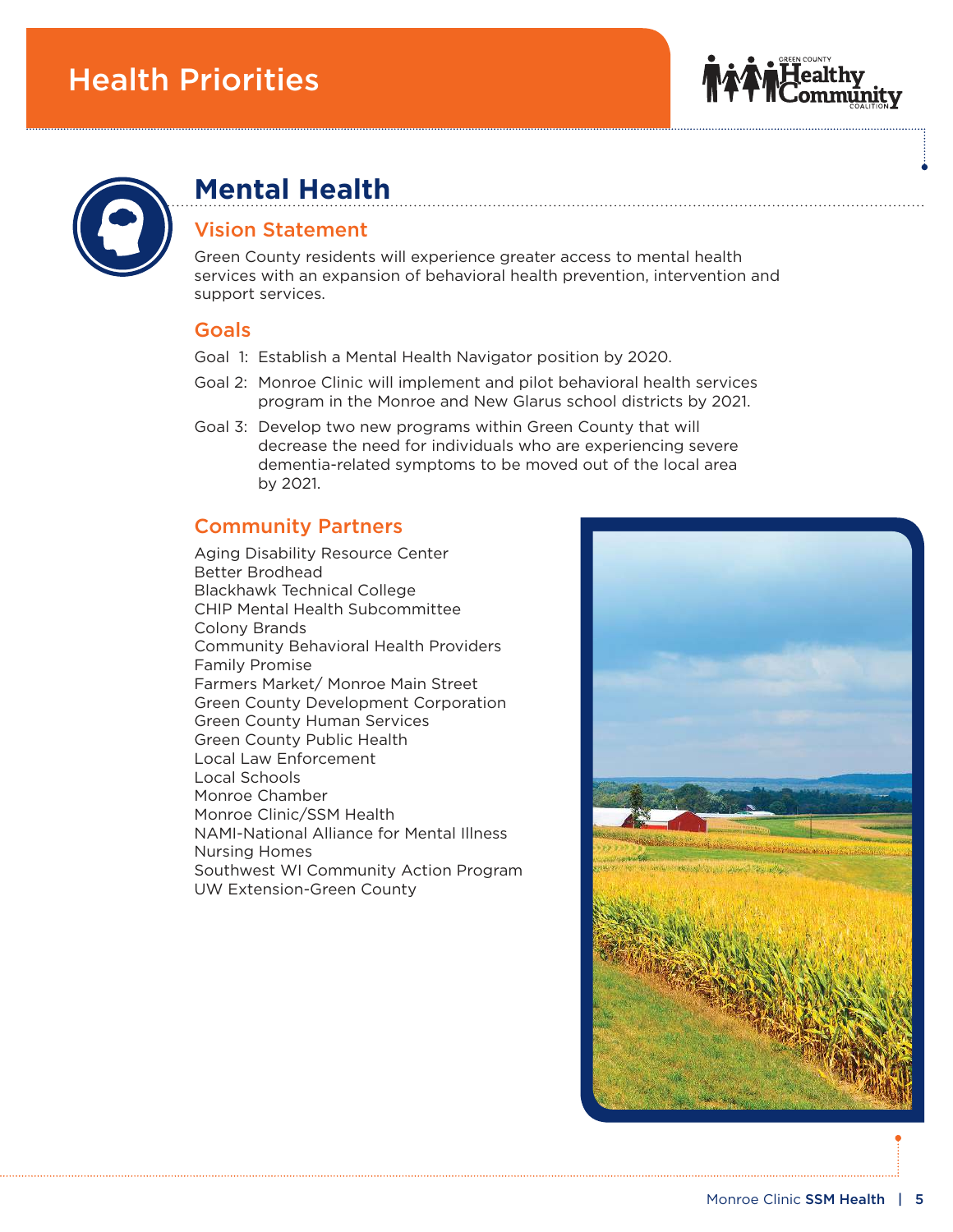# Health Priorities

## Mental Health

### Vision Statement

Green County residents will experience greater access to mental health services with an expansion of behavioral health prevention, intervention and support services.

### Goals

Goal 1: Establish a Mental Health Navigator position by 2020.

Goal 2: Monroe Clinic will implement and pilot behavioral health services program in the Monroe and New Glarus school districts by 2021.

Goal 3: Develop two new programs within Green County that will decrease the need for individuals who are experiencing severe dementia-related symptoms to be moved out of the local area by 2021.

### Community Partners

Aging Disability Resource Center
Better Brodhead
Blackhawk Technical College
CHIP Mental Health Subcommittee
Colony Brands
Community Behavioral Health Providers
Family Promise
Farmers Market/ Monroe Main Street
Green County Development Corporation
Green County Human Services
Green County Public Health
Local Law Enforcement
Local Schools
Monroe Chamber
Monroe Clinic/SSM Health
NAMI-National Alliance for Mental Illness
Nursing Homes
Southwest WI Community Action Program
UW Extension-Green County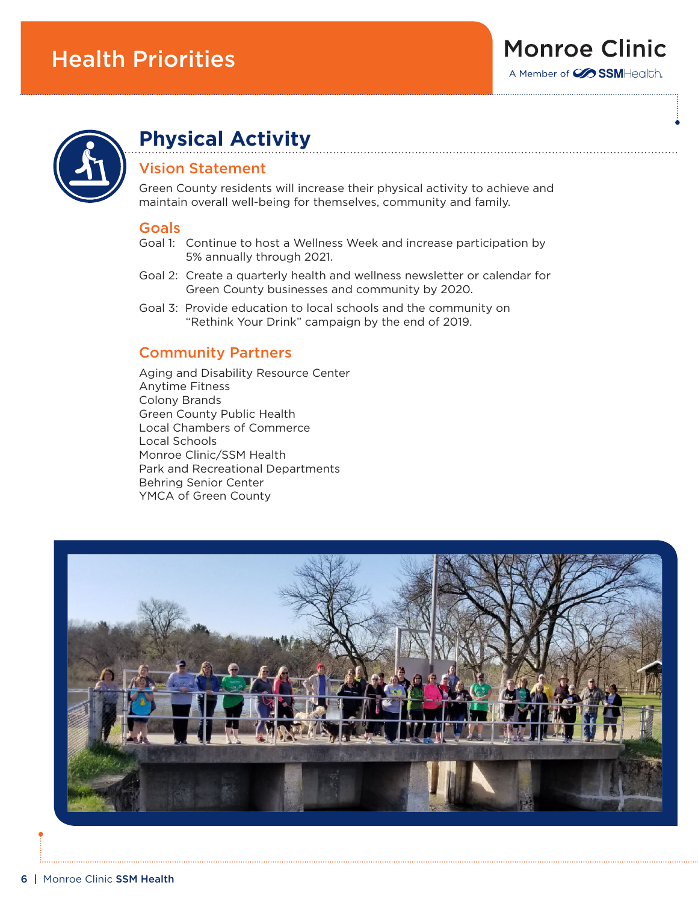# Health Priorities

## Physical Activity

### Vision Statement

Green County residents will increase their physical activity to achieve and maintain overall well-being for themselves, community and family.

### Goals

Goal 1: Continue to host a Wellness Week and increase participation by 5% annually through 2021.

Goal 2: Create a quarterly health and wellness newsletter or calendar for Green County businesses and community by 2020.

Goal 3: Provide education to local schools and the community on "Rethink Your Drink" campaign by the end of 2019.

### Community Partners

Aging and Disability Resource Center
Anytime Fitness
Colony Brands
Green County Public Health
Local Chambers of Commerce
Local Schools
Monroe Clinic/SSM Health
Park and Recreational Departments
Behring Senior Center
YMCA of Green County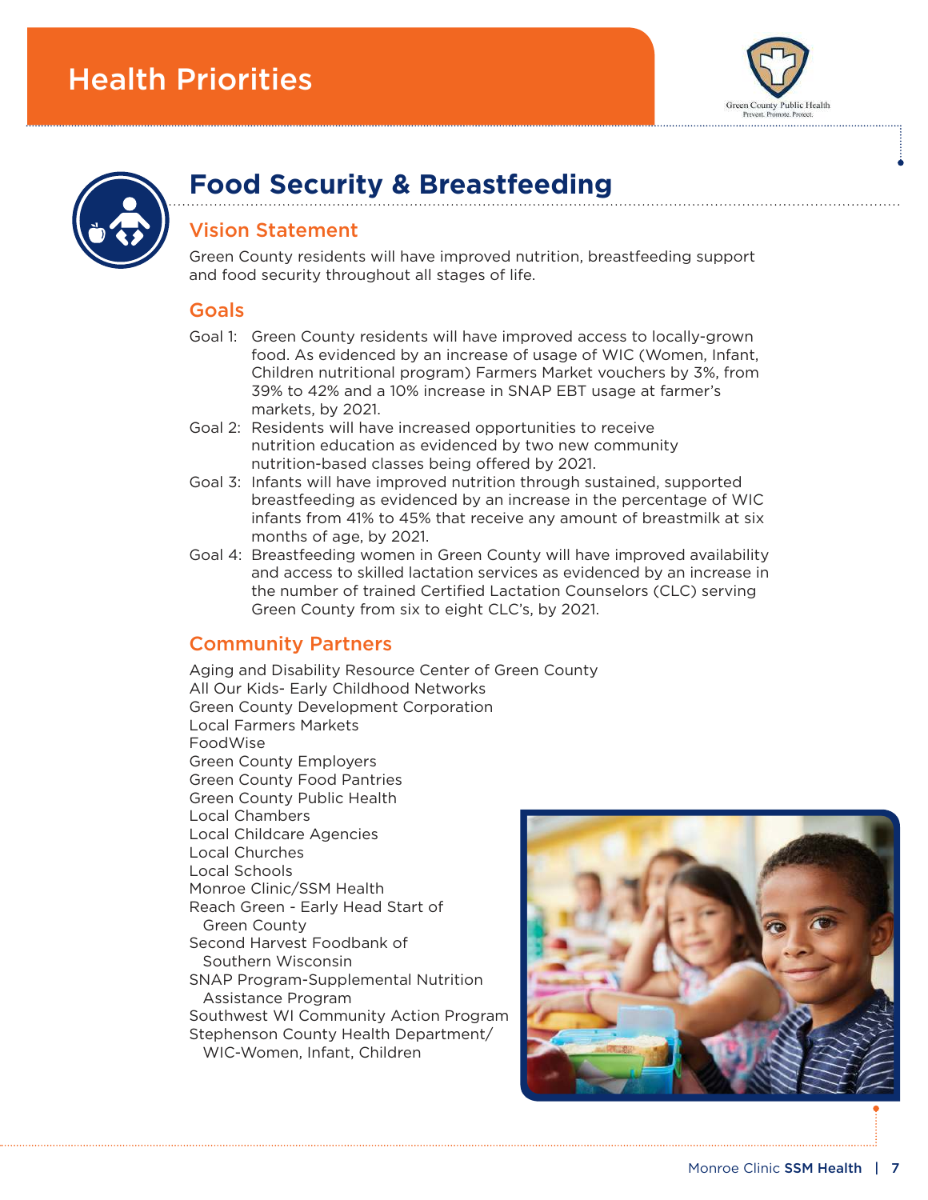# Health Priorities

## Food Security & Breastfeeding

### Vision Statement

Green County residents will have improved nutrition, breastfeeding support and food security throughout all stages of life.

### Goals

Goal 1: Green County residents will have improved access to locally-grown food. As evidenced by an increase of usage of WIC (Women, Infant, Children nutritional program) Farmers Market vouchers by 3%, from 39% to 42% and a 10% increase in SNAP EBT usage at farmer's markets, by 2021.

Goal 2: Residents will have increased opportunities to receive nutrition education as evidenced by two new community nutrition-based classes being offered by 2021.

Goal 3: Infants will have improved nutrition through sustained, supported breastfeeding as evidenced by an increase in the percentage of WIC infants from 41% to 45% that receive any amount of breastmilk at six months of age, by 2021.

Goal 4: Breastfeeding women in Green County will have improved availability and access to skilled lactation services as evidenced by an increase in the number of trained Certified Lactation Counselors (CLC) serving Green County from six to eight CLC's, by 2021.

### Community Partners

Aging and Disability Resource Center of Green County
All Our Kids- Early Childhood Networks
Green County Development Corporation
Local Farmers Markets
FoodWise
Green County Employers
Green County Food Pantries
Green County Public Health
Local Chambers
Local Childcare Agencies
Local Churches
Local Schools
Monroe Clinic/SSM Health
Reach Green - Early Head Start of Green County
Second Harvest Foodbank of Southern Wisconsin
SNAP Program-Supplemental Nutrition Assistance Program
Southwest WI Community Action Program
Stephenson County Health Department/ WIC-Women, Infant, Children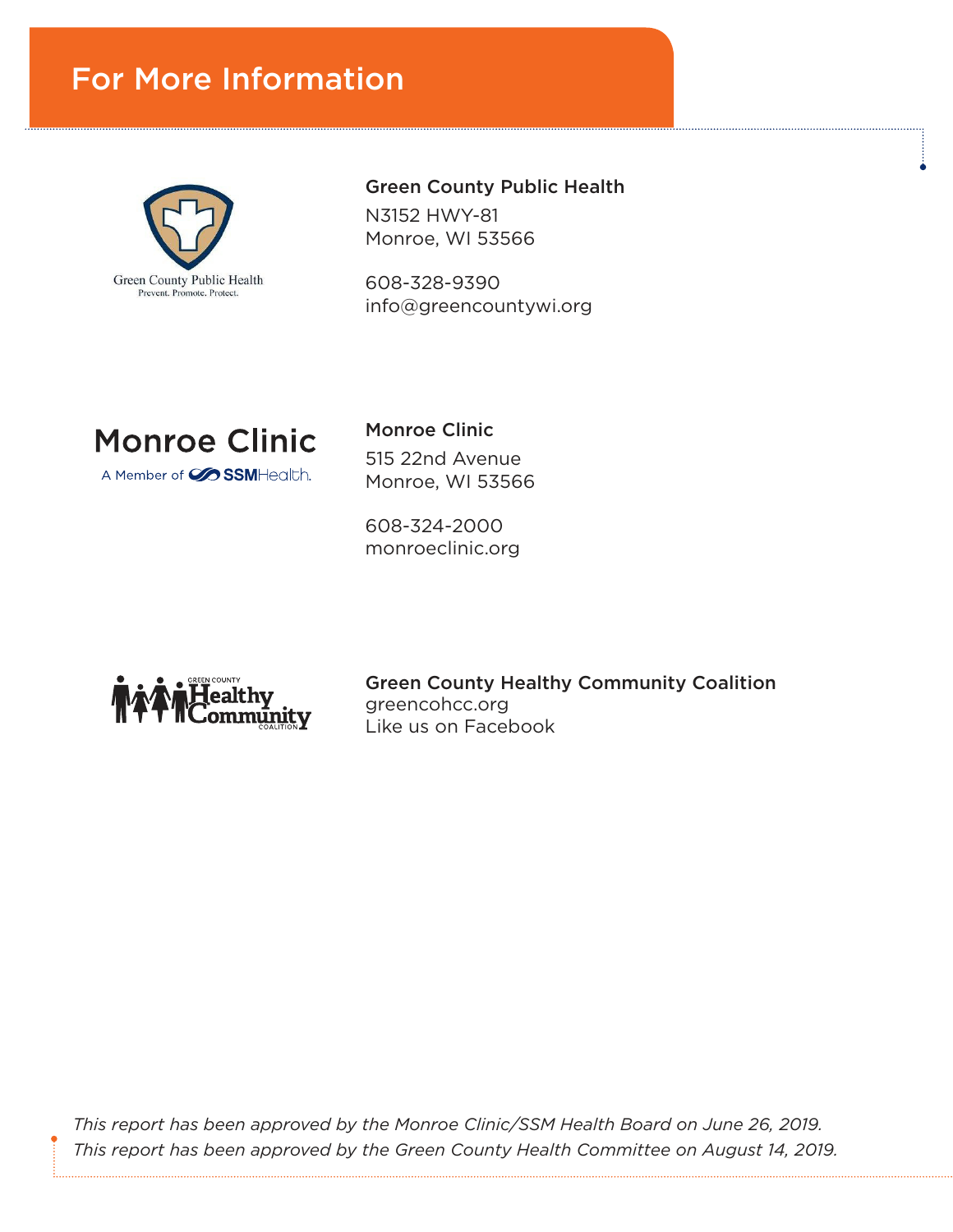## For More Information

**Green County Public Health**
N3152 HWY-81
Monroe, WI 53566

608-328-9390
info@greencountywi.org

**Monroe Clinic**
515 22nd Avenue
Monroe, WI 53566

608-324-2000
monroeclinic.org

**Green County Healthy Community Coalition**
greencohcc.org
Like us on Facebook

*This report has been approved by the Monroe Clinic/SSM Health Board on June 26, 2019.*
*This report has been approved by the Green County Health Committee on August 14, 2019.*